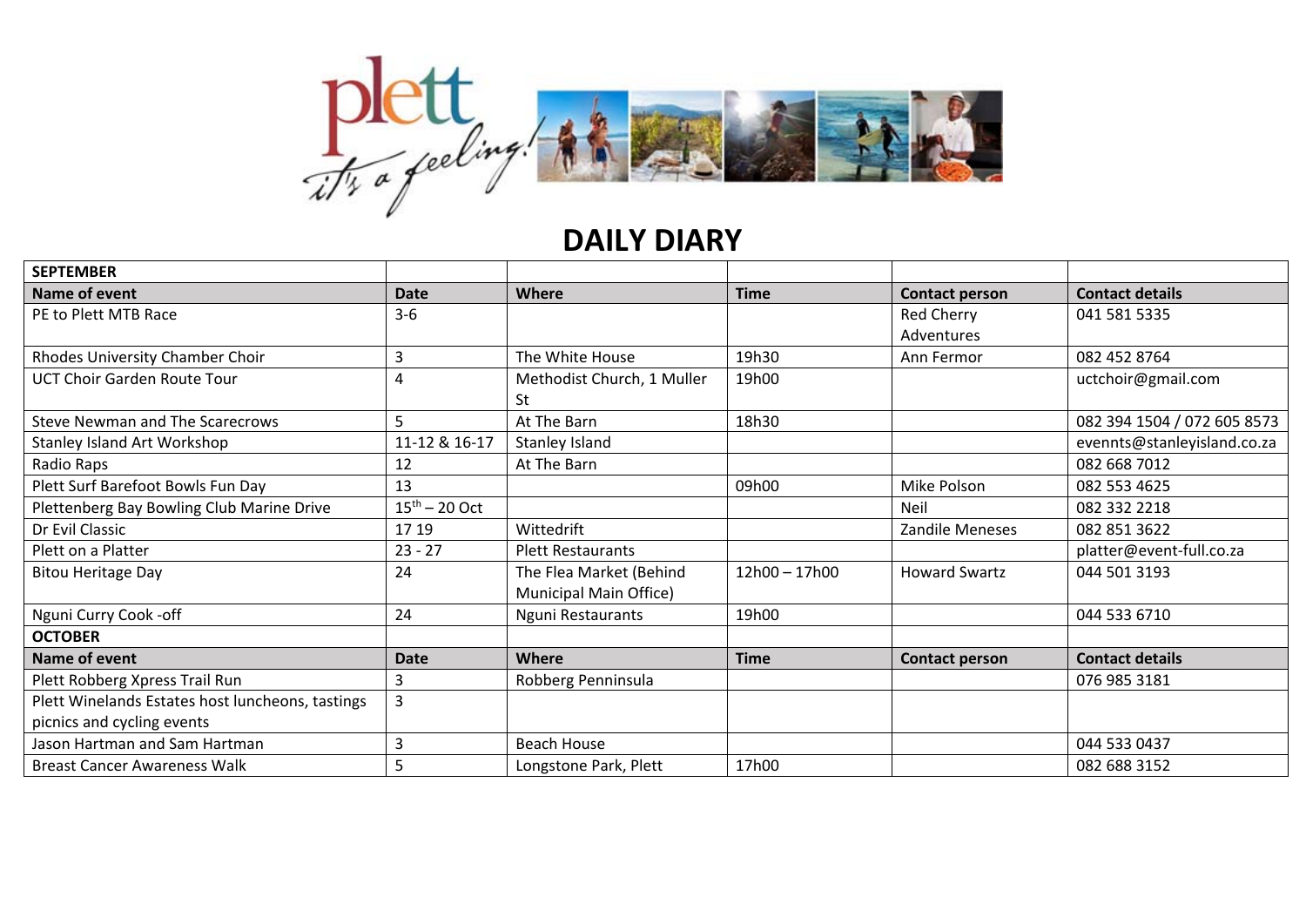# DAILY DIARY

| SEPTEMBER | | | | | |
|---|---|---|---|---|---|
| **Name of event** | **Date** | **Where** | **Time** | **Contact person** | **Contact details** |
| PE to Plett MTB Race | 3-6 | | | Red Cherry Adventures | 041 581 5335 |
| Rhodes University Chamber Choir | 3 | The White House | 19h30 | Ann Fermor | 082 452 8764 |
| UCT Choir Garden Route Tour | 4 | Methodist Church, 1 Muller St | 19h00 | | uctchoir@gmail.com |
| Steve Newman and The Scarecrows | 5 | At The Barn | 18h30 | | 082 394 1504 / 072 605 8573 |
| Stanley Island Art Workshop | 11-12 & 16-17 | Stanley Island | | | evennts@stanleyisland.co.za |
| Radio Raps | 12 | At The Barn | | | 082 668 7012 |
| Plett Surf Barefoot Bowls Fun Day | 13 | | 09h00 | Mike Polson | 082 553 4625 |
| Plettenberg Bay Bowling Club Marine Drive | 15th – 20 Oct | | | Neil | 082 332 2218 |
| Dr Evil Classic | 17 19 | Wittedrift | | Zandile Meneses | 082 851 3622 |
| Plett on a Platter | 23 - 27 | Plett Restaurants | | | platter@event-full.co.za |
| Bitou Heritage Day | 24 | The Flea Market (Behind Municipal Main Office) | 12h00 – 17h00 | Howard Swartz | 044 501 3193 |
| Nguni Curry Cook -off | 24 | Nguni Restaurants | 19h00 | | 044 533 6710 |
| **OCTOBER** | | | | | |
| **Name of event** | **Date** | **Where** | **Time** | **Contact person** | **Contact details** |
| Plett Robberg Xpress Trail Run | 3 | Robberg Penninsula | | | 076 985 3181 |
| Plett Winelands Estates host luncheons, tastings picnics and cycling events | 3 | | | | |
| Jason Hartman and Sam Hartman | 3 | Beach House | | | 044 533 0437 |
| Breast Cancer Awareness Walk | 5 | Longstone Park, Plett | 17h00 | | 082 688 3152 |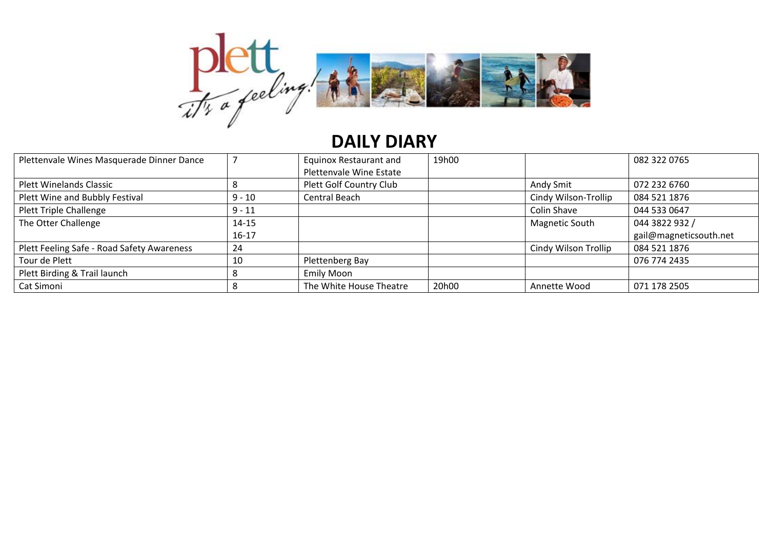# DAILY DIARY

| | | | | | |
|---|---|---|---|---|---|
| Plettenvale Wines Masquerade Dinner Dance | 7 | Equinox Restaurant and Plettenvale Wine Estate | 19h00 | | 082 322 0765 |
| Plett Winelands Classic | 8 | Plett Golf Country Club | | Andy Smit | 072 232 6760 |
| Plett Wine and Bubbly Festival | 9 - 10 | Central Beach | | Cindy Wilson-Trollip | 084 521 1876 |
| Plett Triple Challenge | 9 - 11 | | | Colin Shave | 044 533 0647 |
| The Otter Challenge | 14-15<br>16-17 | | | Magnetic South | 044 3822 932 / gail@magneticsouth.net |
| Plett Feeling Safe - Road Safety Awareness | 24 | | | Cindy Wilson Trollip | 084 521 1876 |
| Tour de Plett | 10 | Plettenberg Bay | | | 076 774 2435 |
| Plett Birding & Trail launch | 8 | Emily Moon | | | |
| Cat Simoni | 8 | The White House Theatre | 20h00 | Annette Wood | 071 178 2505 |